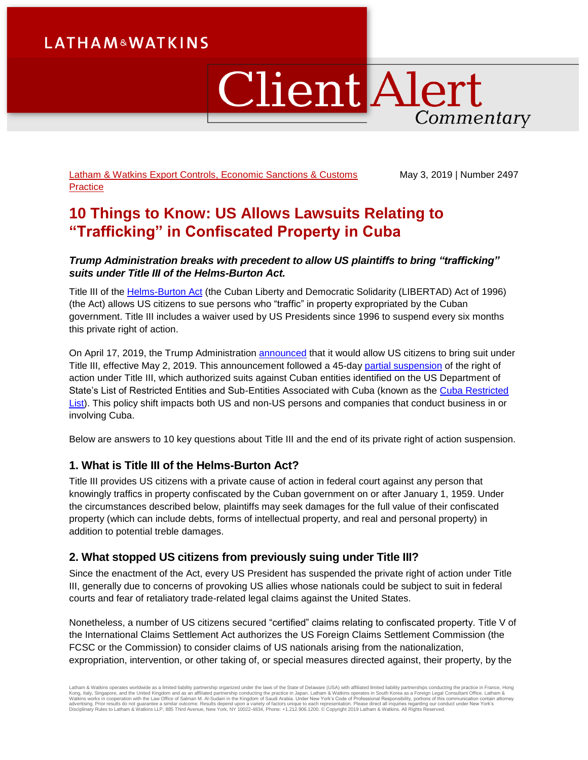LATHAM & WATKINS

# Client Alert Commentary

Latham & Watkins Export Controls, Economic Sanctions & Customs Practice

May 3, 2019 | Number 2497

# 10 Things to Know: US Allows Lawsuits Relating to "Trafficking" in Confiscated Property in Cuba

***Trump Administration breaks with precedent to allow US plaintiffs to bring "trafficking" suits under Title III of the Helms-Burton Act.***

Title III of the Helms-Burton Act (the Cuban Liberty and Democratic Solidarity (LIBERTAD) Act of 1996) (the Act) allows US citizens to sue persons who "traffic" in property expropriated by the Cuban government. Title III includes a waiver used by US Presidents since 1996 to suspend every six months this private right of action.

On April 17, 2019, the Trump Administration announced that it would allow US citizens to bring suit under Title III, effective May 2, 2019. This announcement followed a 45-day partial suspension of the right of action under Title III, which authorized suits against Cuban entities identified on the US Department of State's List of Restricted Entities and Sub-Entities Associated with Cuba (known as the Cuba Restricted List). This policy shift impacts both US and non-US persons and companies that conduct business in or involving Cuba.

Below are answers to 10 key questions about Title III and the end of its private right of action suspension.

## 1. What is Title III of the Helms-Burton Act?

Title III provides US citizens with a private cause of action in federal court against any person that knowingly traffics in property confiscated by the Cuban government on or after January 1, 1959. Under the circumstances described below, plaintiffs may seek damages for the full value of their confiscated property (which can include debts, forms of intellectual property, and real and personal property) in addition to potential treble damages.

## 2. What stopped US citizens from previously suing under Title III?

Since the enactment of the Act, every US President has suspended the private right of action under Title III, generally due to concerns of provoking US allies whose nationals could be subject to suit in federal courts and fear of retaliatory trade-related legal claims against the United States.

Nonetheless, a number of US citizens secured "certified" claims relating to confiscated property. Title V of the International Claims Settlement Act authorizes the US Foreign Claims Settlement Commission (the FCSC or the Commission) to consider claims of US nationals arising from the nationalization, expropriation, intervention, or other taking of, or special measures directed against, their property, by the

Latham & Watkins operates worldwide as a limited liability partnership organized under the laws of the State of Delaware (USA) with affiliated limited liability partnerships conducting the practice in France, Hong Kong, Italy, Singapore, and the United Kingdom and as an affiliated partnership conducting the practice in Japan. Latham & Watkins operates in South Korea as a Foreign Legal Consultant Office. Latham & Watkins works in cooperation with the Law Office of Salman M. Al-Sudairi in the Kingdom of Saudi Arabia. Under New York's Code of Professional Responsibility, portions of this communication contain attorney advertising. Prior results do not guarantee a similar outcome. Results depend upon a variety of factors unique to each representation. Please direct all inquiries regarding our conduct under New York's Disciplinary Rules to Latham & Watkins LLP, 885 Third Avenue, New York, NY 10022-4834, Phone: +1.212.906.1200. © Copyright 2019 Latham & Watkins. All Rights Reserved.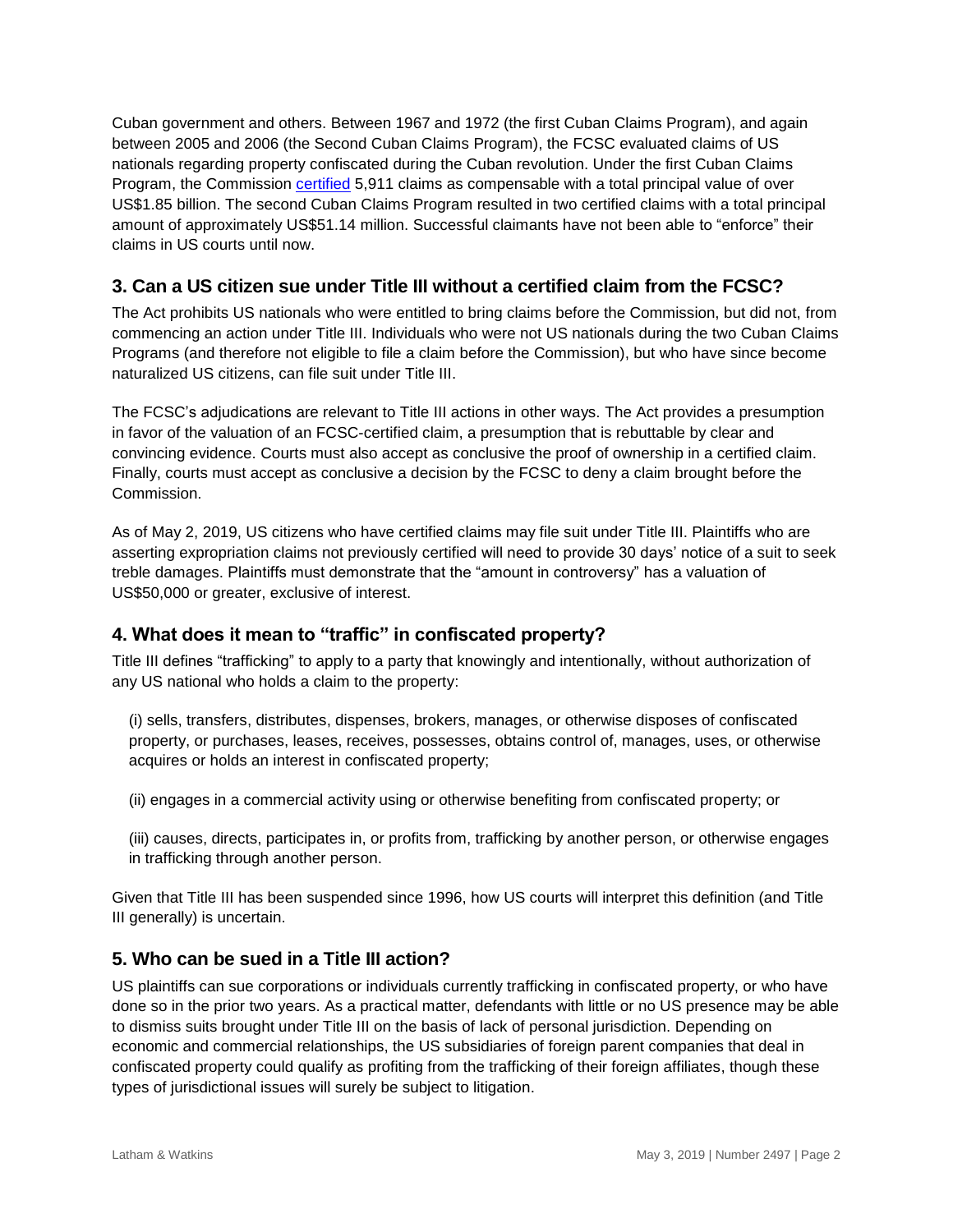Cuban government and others. Between 1967 and 1972 (the first Cuban Claims Program), and again between 2005 and 2006 (the Second Cuban Claims Program), the FCSC evaluated claims of US nationals regarding property confiscated during the Cuban revolution. Under the first Cuban Claims Program, the Commission certified 5,911 claims as compensable with a total principal value of over US$1.85 billion. The second Cuban Claims Program resulted in two certified claims with a total principal amount of approximately US$51.14 million. Successful claimants have not been able to "enforce" their claims in US courts until now.

## 3. Can a US citizen sue under Title III without a certified claim from the FCSC?

The Act prohibits US nationals who were entitled to bring claims before the Commission, but did not, from commencing an action under Title III. Individuals who were not US nationals during the two Cuban Claims Programs (and therefore not eligible to file a claim before the Commission), but who have since become naturalized US citizens, can file suit under Title III.

The FCSC's adjudications are relevant to Title III actions in other ways. The Act provides a presumption in favor of the valuation of an FCSC-certified claim, a presumption that is rebuttable by clear and convincing evidence. Courts must also accept as conclusive the proof of ownership in a certified claim. Finally, courts must accept as conclusive a decision by the FCSC to deny a claim brought before the Commission.

As of May 2, 2019, US citizens who have certified claims may file suit under Title III. Plaintiffs who are asserting expropriation claims not previously certified will need to provide 30 days' notice of a suit to seek treble damages. Plaintiffs must demonstrate that the "amount in controversy" has a valuation of US$50,000 or greater, exclusive of interest.

## 4. What does it mean to "traffic" in confiscated property?

Title III defines "trafficking" to apply to a party that knowingly and intentionally, without authorization of any US national who holds a claim to the property:

(i) sells, transfers, distributes, dispenses, brokers, manages, or otherwise disposes of confiscated property, or purchases, leases, receives, possesses, obtains control of, manages, uses, or otherwise acquires or holds an interest in confiscated property;

(ii) engages in a commercial activity using or otherwise benefiting from confiscated property; or

(iii) causes, directs, participates in, or profits from, trafficking by another person, or otherwise engages in trafficking through another person.

Given that Title III has been suspended since 1996, how US courts will interpret this definition (and Title III generally) is uncertain.

## 5. Who can be sued in a Title III action?

US plaintiffs can sue corporations or individuals currently trafficking in confiscated property, or who have done so in the prior two years. As a practical matter, defendants with little or no US presence may be able to dismiss suits brought under Title III on the basis of lack of personal jurisdiction. Depending on economic and commercial relationships, the US subsidiaries of foreign parent companies that deal in confiscated property could qualify as profiting from the trafficking of their foreign affiliates, though these types of jurisdictional issues will surely be subject to litigation.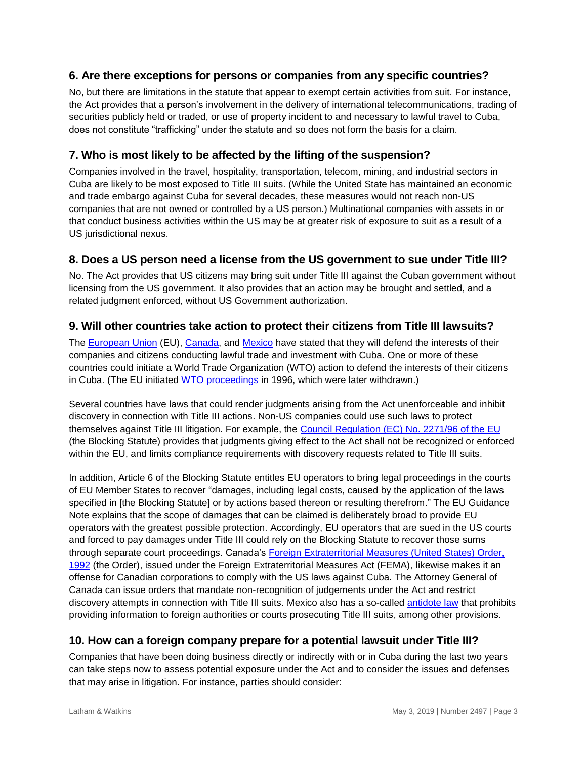## 6. Are there exceptions for persons or companies from any specific countries?

No, but there are limitations in the statute that appear to exempt certain activities from suit. For instance, the Act provides that a person's involvement in the delivery of international telecommunications, trading of securities publicly held or traded, or use of property incident to and necessary to lawful travel to Cuba, does not constitute "trafficking" under the statute and so does not form the basis for a claim.

## 7. Who is most likely to be affected by the lifting of the suspension?

Companies involved in the travel, hospitality, transportation, telecom, mining, and industrial sectors in Cuba are likely to be most exposed to Title III suits. (While the United State has maintained an economic and trade embargo against Cuba for several decades, these measures would not reach non-US companies that are not owned or controlled by a US person.) Multinational companies with assets in or that conduct business activities within the US may be at greater risk of exposure to suit as a result of a US jurisdictional nexus.

## 8. Does a US person need a license from the US government to sue under Title III?

No. The Act provides that US citizens may bring suit under Title III against the Cuban government without licensing from the US government. It also provides that an action may be brought and settled, and a related judgment enforced, without US Government authorization.

## 9. Will other countries take action to protect their citizens from Title III lawsuits?

The European Union (EU), Canada, and Mexico have stated that they will defend the interests of their companies and citizens conducting lawful trade and investment with Cuba. One or more of these countries could initiate a World Trade Organization (WTO) action to defend the interests of their citizens in Cuba. (The EU initiated WTO proceedings in 1996, which were later withdrawn.)

Several countries have laws that could render judgments arising from the Act unenforceable and inhibit discovery in connection with Title III actions. Non-US companies could use such laws to protect themselves against Title III litigation. For example, the Council Regulation (EC) No. 2271/96 of the EU (the Blocking Statute) provides that judgments giving effect to the Act shall not be recognized or enforced within the EU, and limits compliance requirements with discovery requests related to Title III suits.

In addition, Article 6 of the Blocking Statute entitles EU operators to bring legal proceedings in the courts of EU Member States to recover "damages, including legal costs, caused by the application of the laws specified in [the Blocking Statute] or by actions based thereon or resulting therefrom." The EU Guidance Note explains that the scope of damages that can be claimed is deliberately broad to provide EU operators with the greatest possible protection. Accordingly, EU operators that are sued in the US courts and forced to pay damages under Title III could rely on the Blocking Statute to recover those sums through separate court proceedings. Canada's Foreign Extraterritorial Measures (United States) Order, 1992 (the Order), issued under the Foreign Extraterritorial Measures Act (FEMA), likewise makes it an offense for Canadian corporations to comply with the US laws against Cuba. The Attorney General of Canada can issue orders that mandate non-recognition of judgements under the Act and restrict discovery attempts in connection with Title III suits. Mexico also has a so-called antidote law that prohibits providing information to foreign authorities or courts prosecuting Title III suits, among other provisions.

## 10. How can a foreign company prepare for a potential lawsuit under Title III?

Companies that have been doing business directly or indirectly with or in Cuba during the last two years can take steps now to assess potential exposure under the Act and to consider the issues and defenses that may arise in litigation. For instance, parties should consider: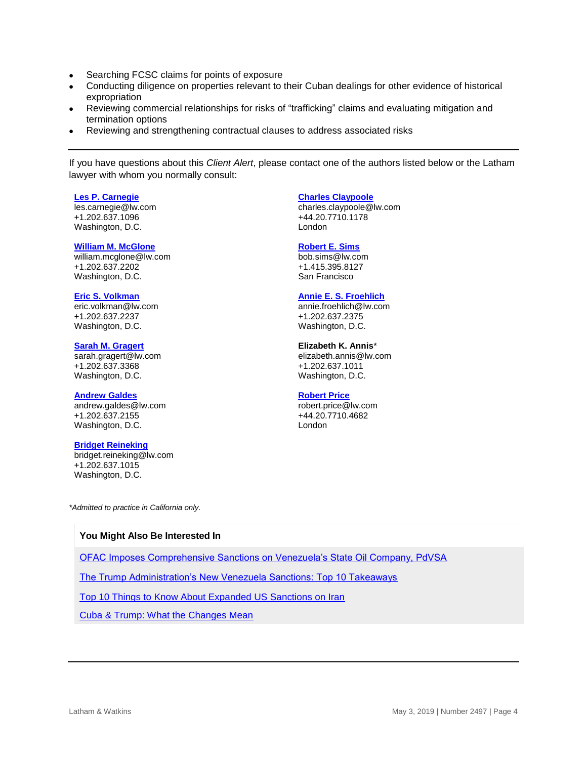- Searching FCSC claims for points of exposure
- Conducting diligence on properties relevant to their Cuban dealings for other evidence of historical expropriation
- Reviewing commercial relationships for risks of "trafficking" claims and evaluating mitigation and termination options
- Reviewing and strengthening contractual clauses to address associated risks

---

If you have questions about this *Client Alert*, please contact one of the authors listed below or the Latham lawyer with whom you normally consult:

**Les P. Carnegie**
les.carnegie@lw.com
+1.202.637.1096
Washington, D.C.

**William M. McGlone**
william.mcglone@lw.com
+1.202.637.2202
Washington, D.C.

**Eric S. Volkman**
eric.volkman@lw.com
+1.202.637.2237
Washington, D.C.

**Sarah M. Gragert**
sarah.gragert@lw.com
+1.202.637.3368
Washington, D.C.

**Andrew Galdes**
andrew.galdes@lw.com
+1.202.637.2155
Washington, D.C.

**Bridget Reineking**
bridget.reineking@lw.com
+1.202.637.1015
Washington, D.C.

**Charles Claypoole**
charles.claypoole@lw.com
+44.20.7710.1178
London

**Robert E. Sims**
bob.sims@lw.com
+1.415.395.8127
San Francisco

**Annie E. S. Froehlich**
annie.froehlich@lw.com
+1.202.637.2375
Washington, D.C.

**Elizabeth K. Annis***
elizabeth.annis@lw.com
+1.202.637.1011
Washington, D.C.

**Robert Price**
robert.price@lw.com
+44.20.7710.4682
London

*\*Admitted to practice in California only.*

**You Might Also Be Interested In**

OFAC Imposes Comprehensive Sanctions on Venezuela's State Oil Company, PdVSA

The Trump Administration's New Venezuela Sanctions: Top 10 Takeaways

Top 10 Things to Know About Expanded US Sanctions on Iran

Cuba & Trump: What the Changes Mean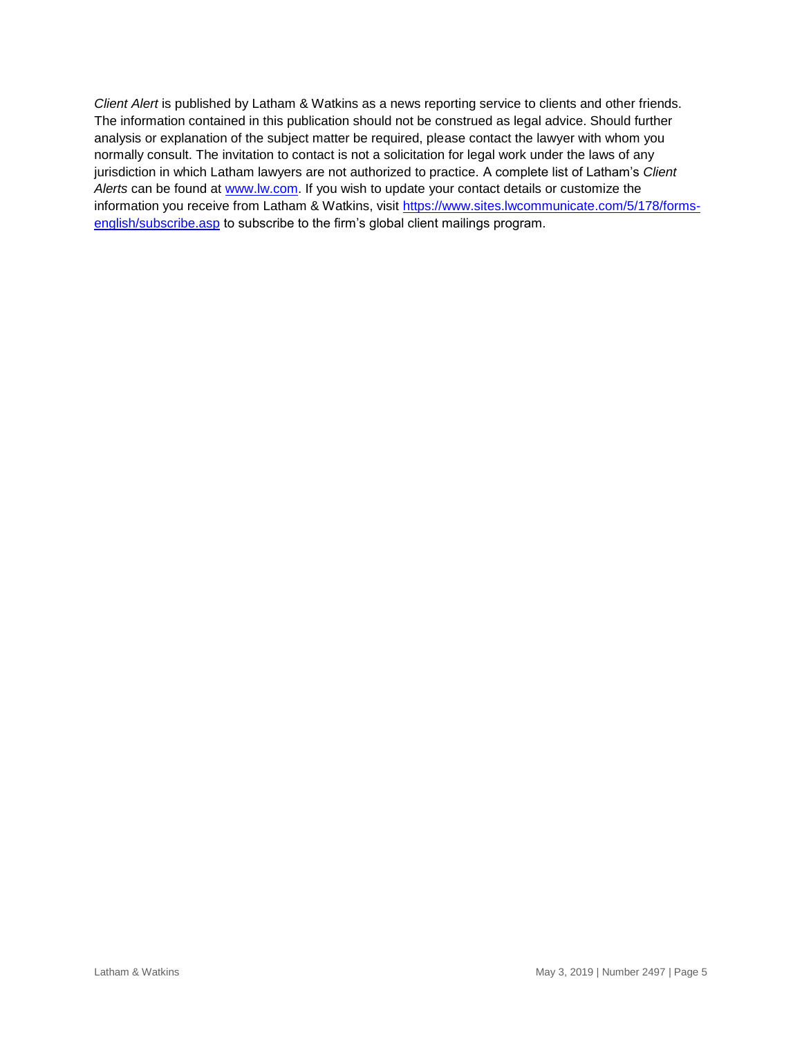*Client Alert* is published by Latham & Watkins as a news reporting service to clients and other friends. The information contained in this publication should not be construed as legal advice. Should further analysis or explanation of the subject matter be required, please contact the lawyer with whom you normally consult. The invitation to contact is not a solicitation for legal work under the laws of any jurisdiction in which Latham lawyers are not authorized to practice. A complete list of Latham's *Client Alerts* can be found at [www.lw.com](http://www.lw.com). If you wish to update your contact details or customize the information you receive from Latham & Watkins, visit [https://www.sites.lwcommunicate.com/5/178/forms-english/subscribe.asp](https://www.sites.lwcommunicate.com/5/178/forms-english/subscribe.asp) to subscribe to the firm's global client mailings program.